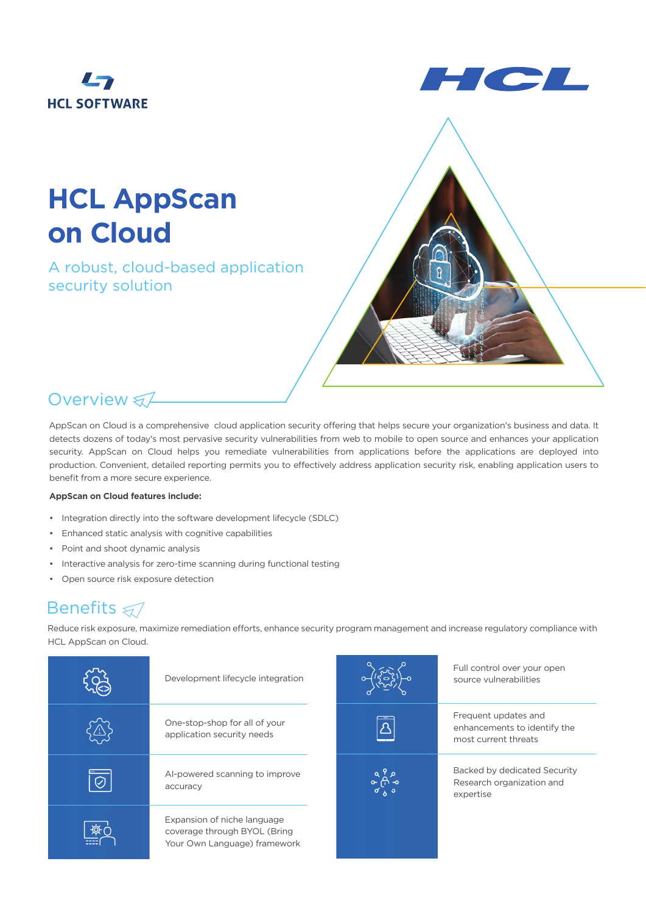HCL SOFTWARE

HCL

# HCL AppScan on Cloud

A robust, cloud-based application security solution

## Overview

AppScan on Cloud is a comprehensive cloud application security offering that helps secure your organization's business and data. It detects dozens of today's most pervasive security vulnerabilities from web to mobile to open source and enhances your application security. AppScan on Cloud helps you remediate vulnerabilities from applications before the applications are deployed into production. Convenient, detailed reporting permits you to effectively address application security risk, enabling application users to benefit from a more secure experience.

**AppScan on Cloud features include:**

- Integration directly into the software development lifecycle (SDLC)
- Enhanced static analysis with cognitive capabilities
- Point and shoot dynamic analysis
- Interactive analysis for zero-time scanning during functional testing
- Open source risk exposure detection

## Benefits

Reduce risk exposure, maximize remediation efforts, enhance security program management and increase regulatory compliance with HCL AppScan on Cloud.

- Development lifecycle integration
- One-stop-shop for all of your application security needs
- AI-powered scanning to improve accuracy
- Expansion of niche language coverage through BYOL (Bring Your Own Language) framework
- Full control over your open source vulnerabilities
- Frequent updates and enhancements to identify the most current threats
- Backed by dedicated Security Research organization and expertise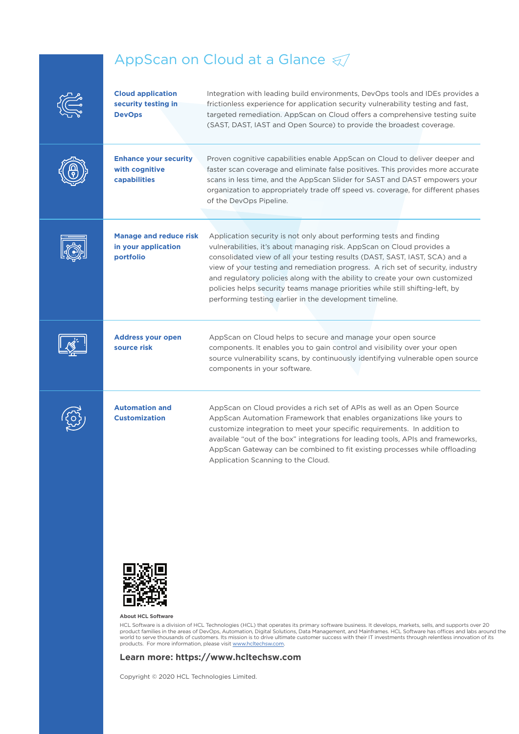# AppScan on Cloud at a Glance

| | |
|---|---|
| **Cloud application security testing in DevOps** | Integration with leading build environments, DevOps tools and IDEs provides a frictionless experience for application security vulnerability testing and fast, targeted remediation. AppScan on Cloud offers a comprehensive testing suite (SAST, DAST, IAST and Open Source) to provide the broadest coverage. |
| **Enhance your security with cognitive capabilities** | Proven cognitive capabilities enable AppScan on Cloud to deliver deeper and faster scan coverage and eliminate false positives. This provides more accurate scans in less time, and the AppScan Slider for SAST and DAST empowers your organization to appropriately trade off speed vs. coverage, for different phases of the DevOps Pipeline. |
| **Manage and reduce risk in your application portfolio** | Application security is not only about performing tests and finding vulnerabilities, it's about managing risk. AppScan on Cloud provides a consolidated view of all your testing results (DAST, SAST, IAST, SCA) and a view of your testing and remediation progress. A rich set of security, industry and regulatory policies along with the ability to create your own customized policies helps security teams manage priorities while still shifting-left, by performing testing earlier in the development timeline. |
| **Address your open source risk** | AppScan on Cloud helps to secure and manage your open source components. It enables you to gain control and visibility over your open source vulnerability scans, by continuously identifying vulnerable open source components in your software. |
| **Automation and Customization** | AppScan on Cloud provides a rich set of APIs as well as an Open Source AppScan Automation Framework that enables organizations like yours to customize integration to meet your specific requirements. In addition to available "out of the box" integrations for leading tools, APIs and frameworks, AppScan Gateway can be combined to fit existing processes while offloading Application Scanning to the Cloud. |

**About HCL Software**

HCL Software is a division of HCL Technologies (HCL) that operates its primary software business. It develops, markets, sells, and supports over 20 product families in the areas of DevOps, Automation, Digital Solutions, Data Management, and Mainframes. HCL Software has offices and labs around the world to serve thousands of customers. Its mission is to drive ultimate customer success with their IT investments through relentless innovation of its products. For more information, please visit www.hcltechsw.com.

**Learn more: https://www.hcltechsw.com**

Copyright © 2020 HCL Technologies Limited.